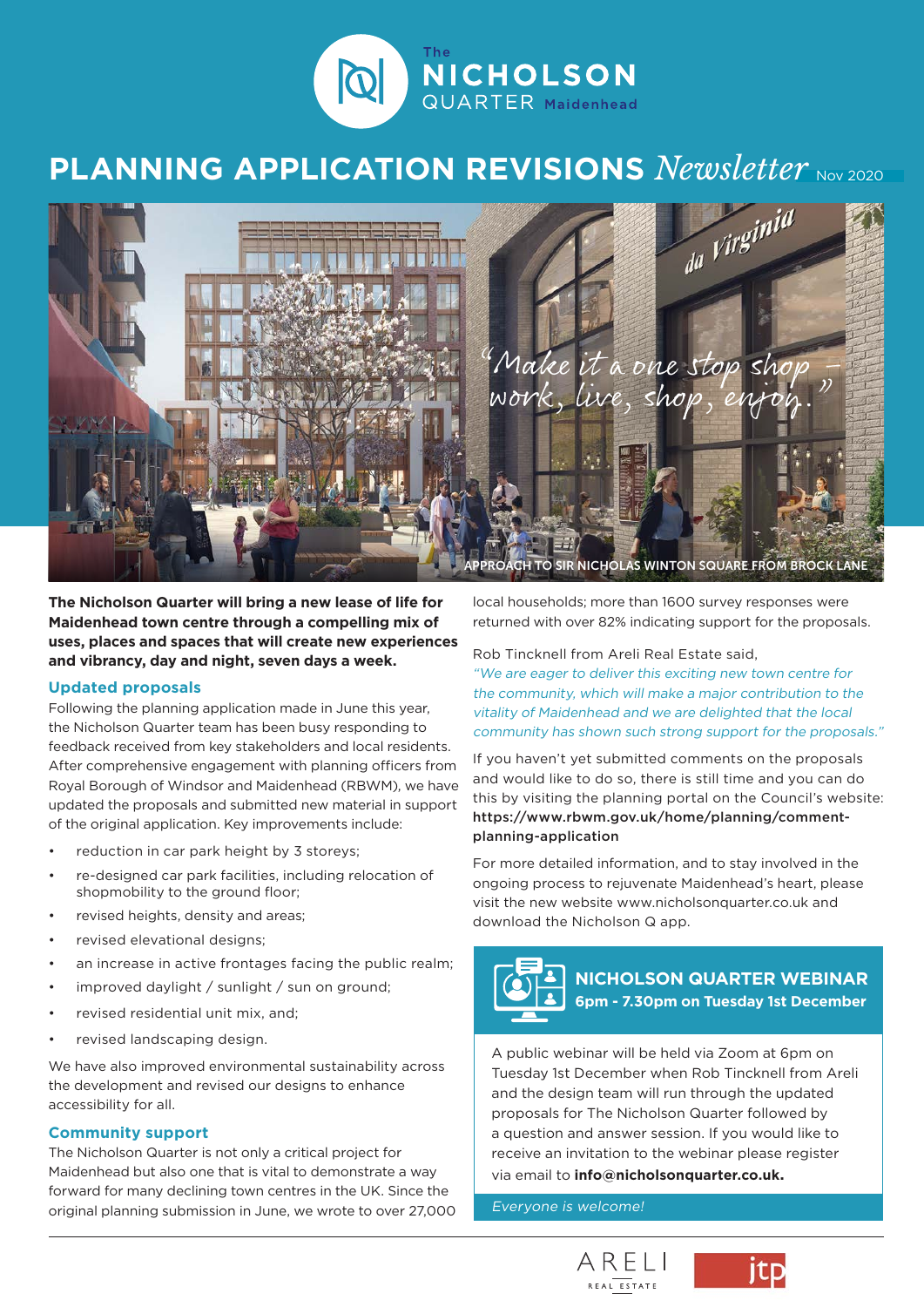The
# NICHOLSON QUARTER Maidenhead

# PLANNING APPLICATION REVISIONS *Newsletter* Nov 2020

*"Make it a one stop shop – work, live, shop, enjoy."*

APPROACH TO SIR NICHOLAS WINTON SQUARE FROM BROCK LANE

**The Nicholson Quarter will bring a new lease of life for Maidenhead town centre through a compelling mix of uses, places and spaces that will create new experiences and vibrancy, day and night, seven days a week.**

## Updated proposals

Following the planning application made in June this year, the Nicholson Quarter team has been busy responding to feedback received from key stakeholders and local residents. After comprehensive engagement with planning officers from Royal Borough of Windsor and Maidenhead (RBWM), we have updated the proposals and submitted new material in support of the original application. Key improvements include:

- reduction in car park height by 3 storeys;
- re-designed car park facilities, including relocation of shopmobility to the ground floor;
- revised heights, density and areas;
- revised elevational designs;
- an increase in active frontages facing the public realm;
- improved daylight / sunlight / sun on ground;
- revised residential unit mix, and;
- revised landscaping design.

We have also improved environmental sustainability across the development and revised our designs to enhance accessibility for all.

## Community support

The Nicholson Quarter is not only a critical project for Maidenhead but also one that is vital to demonstrate a way forward for many declining town centres in the UK. Since the original planning submission in June, we wrote to over 27,000 local households; more than 1600 survey responses were returned with over 82% indicating support for the proposals.

Rob Tincknell from Areli Real Estate said,
*"We are eager to deliver this exciting new town centre for the community, which will make a major contribution to the vitality of Maidenhead and we are delighted that the local community has shown such strong support for the proposals."*

If you haven't yet submitted comments on the proposals and would like to do so, there is still time and you can do this by visiting the planning portal on the Council's website: **https://www.rbwm.gov.uk/home/planning/comment-planning-application**

For more detailed information, and to stay involved in the ongoing process to rejuvenate Maidenhead's heart, please visit the new website www.nicholsonquarter.co.uk and download the Nicholson Q app.

## NICHOLSON QUARTER WEBINAR

**6pm - 7.30pm on Tuesday 1st December**

A public webinar will be held via Zoom at 6pm on Tuesday 1st December when Rob Tincknell from Areli and the design team will run through the updated proposals for The Nicholson Quarter followed by a question and answer session. If you would like to receive an invitation to the webinar please register via email to **info@nicholsonquarter.co.uk.**

*Everyone is welcome!*

ARELI REAL ESTATE

jtp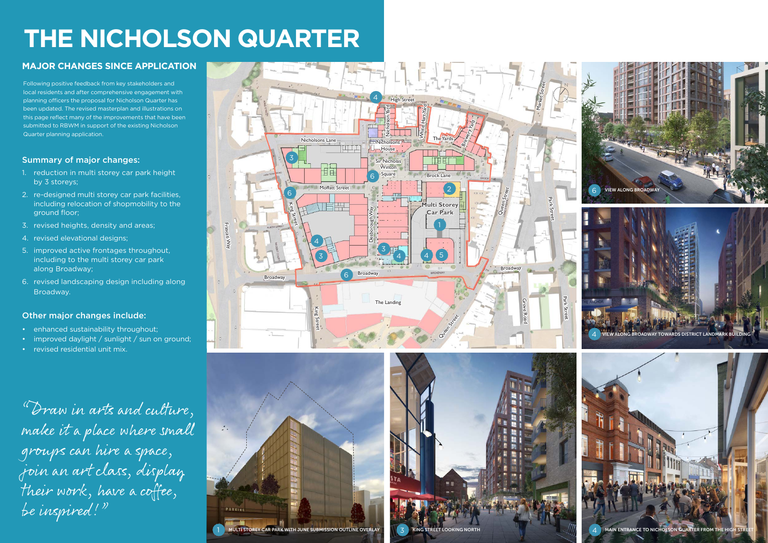# THE NICHOLSON QUARTER

## MAJOR CHANGES SINCE APPLICATION

Following positive feedback from key stakeholders and local residents and after comprehensive engagement with planning officers the proposal for Nicholson Quarter has been updated. The revised masterplan and illustrations on this page reflect many of the improvements that have been submitted to RBWM in support of the existing Nicholson Quarter planning application.

### Summary of major changes:

1. reduction in multi storey car park height by 3 storeys;
2. re-designed multi storey car park facilities, including relocation of shopmobility to the ground floor;
3. revised heights, density and areas;
4. revised elevational designs;
5. improved active frontages throughout, including to the multi storey car park along Broadway;
6. revised landscaping design including along Broadway.

### Other major changes include:

- enhanced sustainability throughout;
- improved daylight / sunlight / sun on ground;
- revised residential unit mix.

*"Draw in arts and culture, make it a place where small groups can hire a space, join an art class, display their work, have a coffee, be inspired!"*

6 VIEW ALONG BROADWAY

4 VIEW ALONG BROADWAY TOWARDS DISTRICT LANDMARK BUILDING

1 MULTI STOREY CAR PARK WITH JUNE SUBMISSION OUTLINE OVERLAY

3 KING STREET LOOKING NORTH

4 MAIN ENTRANCE TO NICHOLSON QUARTER FROM THE HIGH STREET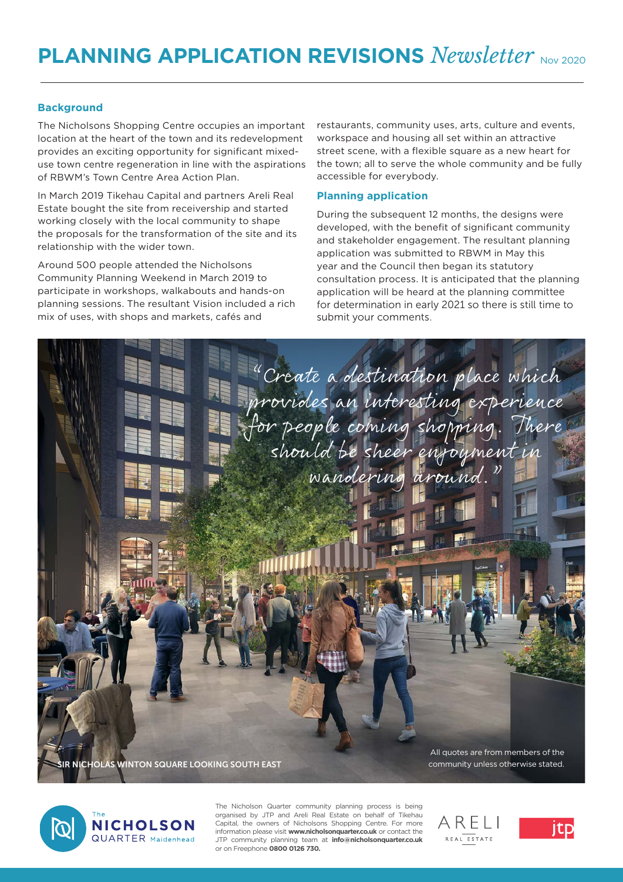# PLANNING APPLICATION REVISIONS *Newsletter* Nov 2020

## Background

The Nicholsons Shopping Centre occupies an important location at the heart of the town and its redevelopment provides an exciting opportunity for significant mixed-use town centre regeneration in line with the aspirations of RBWM's Town Centre Area Action Plan.

In March 2019 Tikehau Capital and partners Areli Real Estate bought the site from receivership and started working closely with the local community to shape the proposals for the transformation of the site and its relationship with the wider town.

Around 500 people attended the Nicholsons Community Planning Weekend in March 2019 to participate in workshops, walkabouts and hands-on planning sessions. The resultant Vision included a rich mix of uses, with shops and markets, cafés and restaurants, community uses, arts, culture and events, workspace and housing all set within an attractive street scene, with a flexible square as a new heart for the town; all to serve the whole community and be fully accessible for everybody.

## Planning application

During the subsequent 12 months, the designs were developed, with the benefit of significant community and stakeholder engagement. The resultant planning application was submitted to RBWM in May this year and the Council then began its statutory consultation process. It is anticipated that the planning application will be heard at the planning committee for determination in early 2021 so there is still time to submit your comments.

"Create a destination place which provides an interesting experience for people coming shopping. There should be sheer enjoyment in wandering around."

SIR NICHOLAS WINTON SQUARE LOOKING SOUTH EAST

All quotes are from members of the community unless otherwise stated.

The Nicholson Quarter community planning process is being organised by JTP and Areli Real Estate on behalf of Tikehau Capital, the owners of Nicholsons Shopping Centre. For more information please visit **www.nicholsonquarter.co.uk** or contact the JTP community planning team at **info@nicholsonquarter.co.uk** or on Freephone **0800 0126 730.**